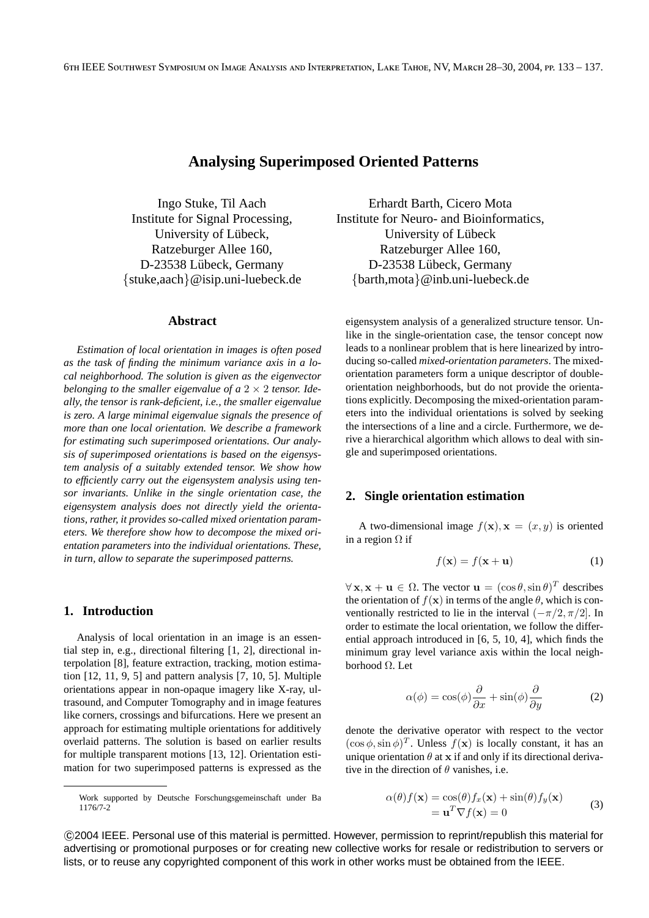# Analysing Superimposed Oriented Patterns

Ingo Stuke, Til Aach
Institute for Signal Processing,
University of Lübeck,
Ratzeburger Allee 160,
D-23538 Lübeck, Germany
{stuke,aach}@isip.uni-luebeck.de

Erhardt Barth, Cicero Mota
Institute for Neuro- and Bioinformatics,
University of Lübeck
Ratzeburger Allee 160,
D-23538 Lübeck, Germany
{barth,mota}@inb.uni-luebeck.de

## Abstract

*Estimation of local orientation in images is often posed as the task of finding the minimum variance axis in a local neighborhood. The solution is given as the eigenvector belonging to the smaller eigenvalue of a $2 \times 2$ tensor. Ideally, the tensor is rank-deficient, i.e., the smaller eigenvalue is zero. A large minimal eigenvalue signals the presence of more than one local orientation. We describe a framework for estimating such superimposed orientations. Our analysis of superimposed orientations is based on the eigensystem analysis of a suitably extended tensor. We show how to efficiently carry out the eigensystem analysis using tensor invariants. Unlike in the single orientation case, the eigensystem analysis does not directly yield the orientations, rather, it provides so-called mixed orientation parameters. We therefore show how to decompose the mixed orientation parameters into the individual orientations. These, in turn, allow to separate the superimposed patterns.*

## 1. Introduction

Analysis of local orientation in an image is an essential step in, e.g., directional filtering [1, 2], directional interpolation [8], feature extraction, tracking, motion estimation [12, 11, 9, 5] and pattern analysis [7, 10, 5]. Multiple orientations appear in non-opaque imagery like X-ray, ultrasound, and Computer Tomography and in image features like corners, crossings and bifurcations. Here we present an approach for estimating multiple orientations for additively overlaid patterns. The solution is based on earlier results for multiple transparent motions [13, 12]. Orientation estimation for two superimposed patterns is expressed as the eigensystem analysis of a generalized structure tensor. Unlike in the single-orientation case, the tensor concept now leads to a nonlinear problem that is here linearized by introducing so-called *mixed-orientation parameters*. The mixed-orientation parameters form a unique descriptor of double-orientation neighborhoods, but do not provide the orientations explicitly. Decomposing the mixed-orientation parameters into the individual orientations is solved by seeking the intersections of a line and a circle. Furthermore, we derive a hierarchical algorithm which allows to deal with single and superimposed orientations.

## 2. Single orientation estimation

A two-dimensional image $f(\mathbf{x}), \mathbf{x} = (x, y)$ is oriented in a region $\Omega$ if

$$f(\mathbf{x}) = f(\mathbf{x} + \mathbf{u}) \tag{1}$$

$\forall\, \mathbf{x}, \mathbf{x} + \mathbf{u} \in \Omega$. The vector $\mathbf{u} = (\cos\theta, \sin\theta)^T$ describes the orientation of $f(\mathbf{x})$ in terms of the angle $\theta$, which is conventionally restricted to lie in the interval $(-\pi/2, \pi/2]$. In order to estimate the local orientation, we follow the differential approach introduced in [6, 5, 10, 4], which finds the minimum gray level variance axis within the local neighborhood $\Omega$. Let

$$\alpha(\phi) = \cos(\phi)\frac{\partial}{\partial x} + \sin(\phi)\frac{\partial}{\partial y} \tag{2}$$

denote the derivative operator with respect to the vector $(\cos\phi, \sin\phi)^T$. Unless $f(\mathbf{x})$ is locally constant, it has an unique orientation $\theta$ at $\mathbf{x}$ if and only if its directional derivative in the direction of $\theta$ vanishes, i.e.

$$\begin{aligned} \alpha(\theta)f(\mathbf{x}) &= \cos(\theta)f_x(\mathbf{x}) + \sin(\theta)f_y(\mathbf{x}) \\ &= \mathbf{u}^T\nabla f(\mathbf{x}) = 0 \end{aligned} \tag{3}$$

Work supported by Deutsche Forschungsgemeinschaft under Ba 1176/7-2

©2004 IEEE. Personal use of this material is permitted. However, permission to reprint/republish this material for advertising or promotional purposes or for creating new collective works for resale or redistribution to servers or lists, or to reuse any copyrighted component of this work in other works must be obtained from the IEEE.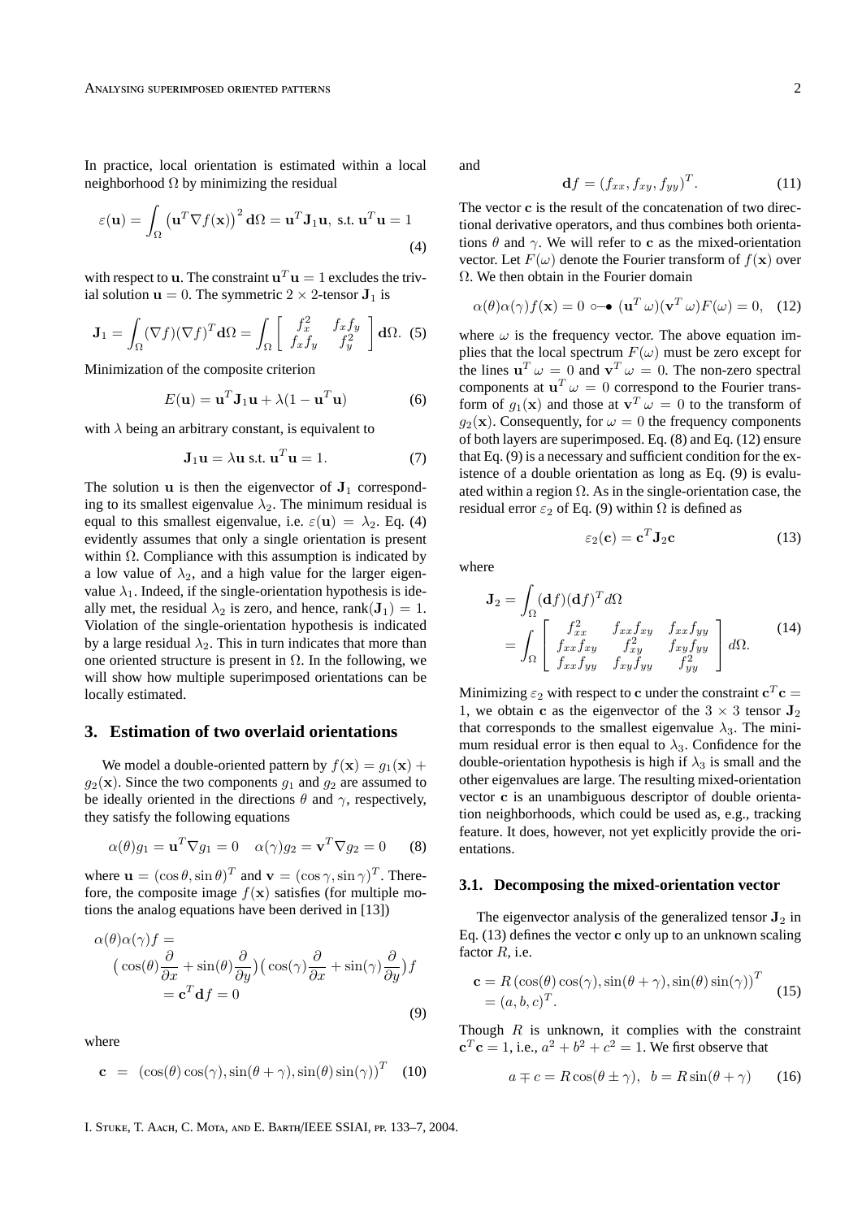In practice, local orientation is estimated within a local neighborhood $\Omega$ by minimizing the residual

$$\varepsilon(\mathbf{u}) = \int_{\Omega} \left(\mathbf{u}^T \nabla f(\mathbf{x})\right)^2 \mathbf{d}\Omega = \mathbf{u}^T \mathbf{J}_1 \mathbf{u}, \text{ s.t. } \mathbf{u}^T \mathbf{u} = 1 \tag{4}$$

with respect to $\mathbf{u}$. The constraint $\mathbf{u}^T\mathbf{u} = 1$ excludes the trivial solution $\mathbf{u} = 0$. The symmetric $2 \times 2$-tensor $\mathbf{J}_1$ is

$$\mathbf{J}_1 = \int_{\Omega} (\nabla f)(\nabla f)^T \mathbf{d}\Omega = \int_{\Omega} \begin{bmatrix} f_x^2 & f_x f_y \\ f_x f_y & f_y^2 \end{bmatrix} \mathbf{d}\Omega. \tag{5}$$

Minimization of the composite criterion

$$E(\mathbf{u}) = \mathbf{u}^T \mathbf{J}_1 \mathbf{u} + \lambda(1 - \mathbf{u}^T \mathbf{u}) \tag{6}$$

with $\lambda$ being an arbitrary constant, is equivalent to

$$\mathbf{J}_1 \mathbf{u} = \lambda \mathbf{u} \text{ s.t. } \mathbf{u}^T \mathbf{u} = 1. \tag{7}$$

The solution $\mathbf{u}$ is then the eigenvector of $\mathbf{J}_1$ corresponding to its smallest eigenvalue $\lambda_2$. The minimum residual is equal to this smallest eigenvalue, i.e. $\varepsilon(\mathbf{u}) = \lambda_2$. Eq. (4) evidently assumes that only a single orientation is present within $\Omega$. Compliance with this assumption is indicated by a low value of $\lambda_2$, and a high value for the larger eigenvalue $\lambda_1$. Indeed, if the single-orientation hypothesis is ideally met, the residual $\lambda_2$ is zero, and hence, $\text{rank}(\mathbf{J}_1) = 1$. Violation of the single-orientation hypothesis is indicated by a large residual $\lambda_2$. This in turn indicates that more than one oriented structure is present in $\Omega$. In the following, we will show how multiple superimposed orientations can be locally estimated.

## 3. Estimation of two overlaid orientations

We model a double-oriented pattern by $f(\mathbf{x}) = g_1(\mathbf{x}) + g_2(\mathbf{x})$. Since the two components $g_1$ and $g_2$ are assumed to be ideally oriented in the directions $\theta$ and $\gamma$, respectively, they satisfy the following equations

$$\alpha(\theta) g_1 = \mathbf{u}^T \nabla g_1 = 0 \quad \alpha(\gamma) g_2 = \mathbf{v}^T \nabla g_2 = 0 \tag{8}$$

where $\mathbf{u} = (\cos\theta, \sin\theta)^T$ and $\mathbf{v} = (\cos\gamma, \sin\gamma)^T$. Therefore, the composite image $f(\mathbf{x})$ satisfies (for multiple motions the analog equations have been derived in [13])

$$\begin{aligned} &\alpha(\theta)\alpha(\gamma) f = \\ &\quad \big(\cos(\theta)\frac{\partial}{\partial x} + \sin(\theta)\frac{\partial}{\partial y}\big)\big(\cos(\gamma)\frac{\partial}{\partial x} + \sin(\gamma)\frac{\partial}{\partial y}\big) f \\ &\quad = \mathbf{c}^T \mathbf{d} f = 0 \end{aligned} \tag{9}$$

where

$$\mathbf{c} \;=\; (\cos(\theta)\cos(\gamma), \sin(\theta + \gamma), \sin(\theta)\sin(\gamma))^T \tag{10}$$

and

$$\mathbf{d} f = (f_{xx}, f_{xy}, f_{yy})^T. \tag{11}$$

The vector $\mathbf{c}$ is the result of the concatenation of two directional derivative operators, and thus combines both orientations $\theta$ and $\gamma$. We will refer to $\mathbf{c}$ as the mixed-orientation vector. Let $F(\omega)$ denote the Fourier transform of $f(\mathbf{x})$ over $\Omega$. We then obtain in the Fourier domain

$$\alpha(\theta)\alpha(\gamma) f(\mathbf{x}) = 0 \;\circ\!\!-\!\!\bullet\; (\mathbf{u}^T \omega)(\mathbf{v}^T \omega) F(\omega) = 0, \tag{12}$$

where $\omega$ is the frequency vector. The above equation implies that the local spectrum $F(\omega)$ must be zero except for the lines $\mathbf{u}^T \omega = 0$ and $\mathbf{v}^T \omega = 0$. The non-zero spectral components at $\mathbf{u}^T \omega = 0$ correspond to the Fourier transform of $g_1(\mathbf{x})$ and those at $\mathbf{v}^T \omega = 0$ to the transform of $g_2(\mathbf{x})$. Consequently, for $\omega = 0$ the frequency components of both layers are superimposed. Eq. (8) and Eq. (12) ensure that Eq. (9) is a necessary and sufficient condition for the existence of a double orientation as long as Eq. (9) is evaluated within a region $\Omega$. As in the single-orientation case, the residual error $\varepsilon_2$ of Eq. (9) within $\Omega$ is defined as

$$\varepsilon_2(\mathbf{c}) = \mathbf{c}^T \mathbf{J}_2 \mathbf{c} \tag{13}$$

where

$$\begin{aligned} \mathbf{J}_2 &= \int_{\Omega} (\mathbf{d} f)(\mathbf{d} f)^T d\Omega \\ &= \int_{\Omega} \begin{bmatrix} f_{xx}^2 & f_{xx} f_{xy} & f_{xx} f_{yy} \\ f_{xx} f_{xy} & f_{xy}^2 & f_{xy} f_{yy} \\ f_{xx} f_{yy} & f_{xy} f_{yy} & f_{yy}^2 \end{bmatrix} d\Omega. \end{aligned} \tag{14}$$

Minimizing $\varepsilon_2$ with respect to $\mathbf{c}$ under the constraint $\mathbf{c}^T\mathbf{c} = 1$, we obtain $\mathbf{c}$ as the eigenvector of the $3 \times 3$ tensor $\mathbf{J}_2$ that corresponds to the smallest eigenvalue $\lambda_3$. The minimum residual error is then equal to $\lambda_3$. Confidence for the double-orientation hypothesis is high if $\lambda_3$ is small and the other eigenvalues are large. The resulting mixed-orientation vector $\mathbf{c}$ is an unambiguous descriptor of double orientation neighborhoods, which could be used as, e.g., tracking feature. It does, however, not yet explicitly provide the orientations.

### 3.1. Decomposing the mixed-orientation vector

The eigenvector analysis of the generalized tensor $\mathbf{J}_2$ in Eq. (13) defines the vector $\mathbf{c}$ only up to an unknown scaling factor $R$, i.e.

$$\begin{aligned} \mathbf{c} &= R\,(\cos(\theta)\cos(\gamma), \sin(\theta + \gamma), \sin(\theta)\sin(\gamma))^T \\ &= (a, b, c)^T. \end{aligned} \tag{15}$$

Though $R$ is unknown, it complies with the constraint $\mathbf{c}^T\mathbf{c} = 1$, i.e., $a^2 + b^2 + c^2 = 1$. We first observe that

$$a \mp c = R\cos(\theta \pm \gamma), \quad b = R\sin(\theta + \gamma) \tag{16}$$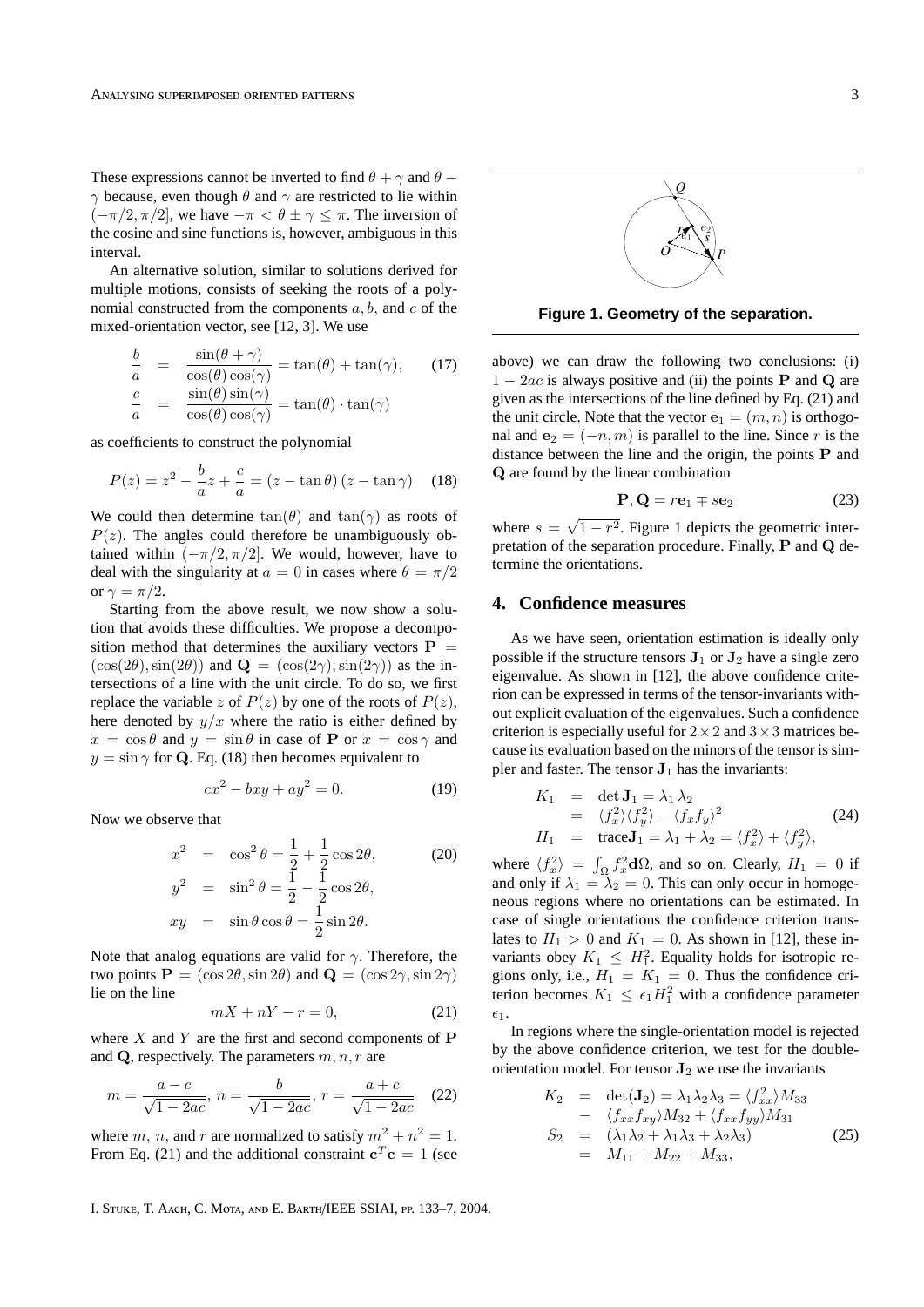These expressions cannot be inverted to find $\theta + \gamma$ and $\theta - \gamma$ because, even though $\theta$ and $\gamma$ are restricted to lie within $(-\pi/2, \pi/2]$, we have $-\pi < \theta \pm \gamma \leq \pi$. The inversion of the cosine and sine functions is, however, ambiguous in this interval.

An alternative solution, similar to solutions derived for multiple motions, consists of seeking the roots of a polynomial constructed from the components $a, b$, and $c$ of the mixed-orientation vector, see [12, 3]. We use

$$\begin{aligned} \frac{b}{a} &= \frac{\sin(\theta+\gamma)}{\cos(\theta)\cos(\gamma)} = \tan(\theta) + \tan(\gamma), \qquad (17) \\ \frac{c}{a} &= \frac{\sin(\theta)\sin(\gamma)}{\cos(\theta)\cos(\gamma)} = \tan(\theta)\cdot\tan(\gamma) \end{aligned}$$

as coefficients to construct the polynomial

$$P(z) = z^2 - \frac{b}{a}z + \frac{c}{a} = (z - \tan\theta)(z - \tan\gamma) \qquad (18)$$

We could then determine $\tan(\theta)$ and $\tan(\gamma)$ as roots of $P(z)$. The angles could therefore be unambiguously obtained within $(-\pi/2, \pi/2]$. We would, however, have to deal with the singularity at $a = 0$ in cases where $\theta = \pi/2$ or $\gamma = \pi/2$.

Starting from the above result, we now show a solution that avoids these difficulties. We propose a decomposition method that determines the auxiliary vectors $\mathbf{P} = (\cos(2\theta), \sin(2\theta))$ and $\mathbf{Q} = (\cos(2\gamma), \sin(2\gamma))$ as the intersections of a line with the unit circle. To do so, we first replace the variable $z$ of $P(z)$ by one of the roots of $P(z)$, here denoted by $y/x$ where the ratio is either defined by $x = \cos\theta$ and $y = \sin\theta$ in case of $\mathbf{P}$ or $x = \cos\gamma$ and $y = \sin\gamma$ for $\mathbf{Q}$. Eq. (18) then becomes equivalent to

$$cx^2 - bxy + ay^2 = 0. \qquad (19)$$

Now we observe that

$$\begin{aligned} x^2 &= \cos^2\theta = \frac{1}{2} + \frac{1}{2}\cos 2\theta, \qquad (20) \\ y^2 &= \sin^2\theta = \frac{1}{2} - \frac{1}{2}\cos 2\theta, \\ xy &= \sin\theta\cos\theta = \frac{1}{2}\sin 2\theta. \end{aligned}$$

Note that analog equations are valid for $\gamma$. Therefore, the two points $\mathbf{P} = (\cos 2\theta, \sin 2\theta)$ and $\mathbf{Q} = (\cos 2\gamma, \sin 2\gamma)$ lie on the line

$$mX + nY - r = 0, \qquad (21)$$

where $X$ and $Y$ are the first and second components of $\mathbf{P}$ and $\mathbf{Q}$, respectively. The parameters $m, n, r$ are

$$m = \frac{a-c}{\sqrt{1-2ac}},\; n = \frac{b}{\sqrt{1-2ac}},\; r = \frac{a+c}{\sqrt{1-2ac}} \qquad (22)$$

where $m$, $n$, and $r$ are normalized to satisfy $m^2 + n^2 = 1$. From Eq. (21) and the additional constraint $\mathbf{c}^T\mathbf{c} = 1$ (see above) we can draw the following two conclusions: (i) $1 - 2ac$ is always positive and (ii) the points $\mathbf{P}$ and $\mathbf{Q}$ are given as the intersections of the line defined by Eq. (21) and the unit circle. Note that the vector $\mathbf{e}_1 = (m, n)$ is orthogonal and $\mathbf{e}_2 = (-n, m)$ is parallel to the line. Since $r$ is the distance between the line and the origin, the points $\mathbf{P}$ and $\mathbf{Q}$ are found by the linear combination

**Figure 1. Geometry of the separation.**

$$\mathbf{P}, \mathbf{Q} = r\mathbf{e}_1 \mp s\mathbf{e}_2 \qquad (23)$$

where $s = \sqrt{1 - r^2}$. Figure 1 depicts the geometric interpretation of the separation procedure. Finally, $\mathbf{P}$ and $\mathbf{Q}$ determine the orientations.

## 4. Confidence measures

As we have seen, orientation estimation is ideally only possible if the structure tensors $\mathbf{J}_1$ or $\mathbf{J}_2$ have a single zero eigenvalue. As shown in [12], the above confidence criterion can be expressed in terms of the tensor-invariants without explicit evaluation of the eigenvalues. Such a confidence criterion is especially useful for $2\times 2$ and $3\times 3$ matrices because its evaluation based on the minors of the tensor is simpler and faster. The tensor $\mathbf{J}_1$ has the invariants:

$$\begin{aligned} K_1 &= \det \mathbf{J}_1 = \lambda_1\lambda_2 \\ &= \langle f_x^2\rangle\langle f_y^2\rangle - \langle f_x f_y\rangle^2 \qquad (24) \\ H_1 &= \text{trace}\mathbf{J}_1 = \lambda_1 + \lambda_2 = \langle f_x^2\rangle + \langle f_y^2\rangle, \end{aligned}$$

where $\langle f_x^2\rangle = \int_\Omega f_x^2 \mathbf{d}\Omega$, and so on. Clearly, $H_1 = 0$ if and only if $\lambda_1 = \lambda_2 = 0$. This can only occur in homogeneous regions where no orientations can be estimated. In case of single orientations the confidence criterion translates to $H_1 > 0$ and $K_1 = 0$. As shown in [12], these invariants obey $K_1 \leq H_1^2$. Equality holds for isotropic regions only, i.e., $H_1 = K_1 = 0$. Thus the confidence criterion becomes $K_1 \leq \epsilon_1 H_1^2$ with a confidence parameter $\epsilon_1$.

In regions where the single-orientation model is rejected by the above confidence criterion, we test for the double-orientation model. For tensor $\mathbf{J}_2$ we use the invariants

$$\begin{aligned} K_2 &= \det(\mathbf{J}_2) = \lambda_1\lambda_2\lambda_3 = \langle f_{xx}^2\rangle M_{33} \\ &\quad - \langle f_{xx}f_{xy}\rangle M_{32} + \langle f_{xx}f_{yy}\rangle M_{31} \\ S_2 &= (\lambda_1\lambda_2 + \lambda_1\lambda_3 + \lambda_2\lambda_3) \qquad (25) \\ &= M_{11} + M_{22} + M_{33}, \end{aligned}$$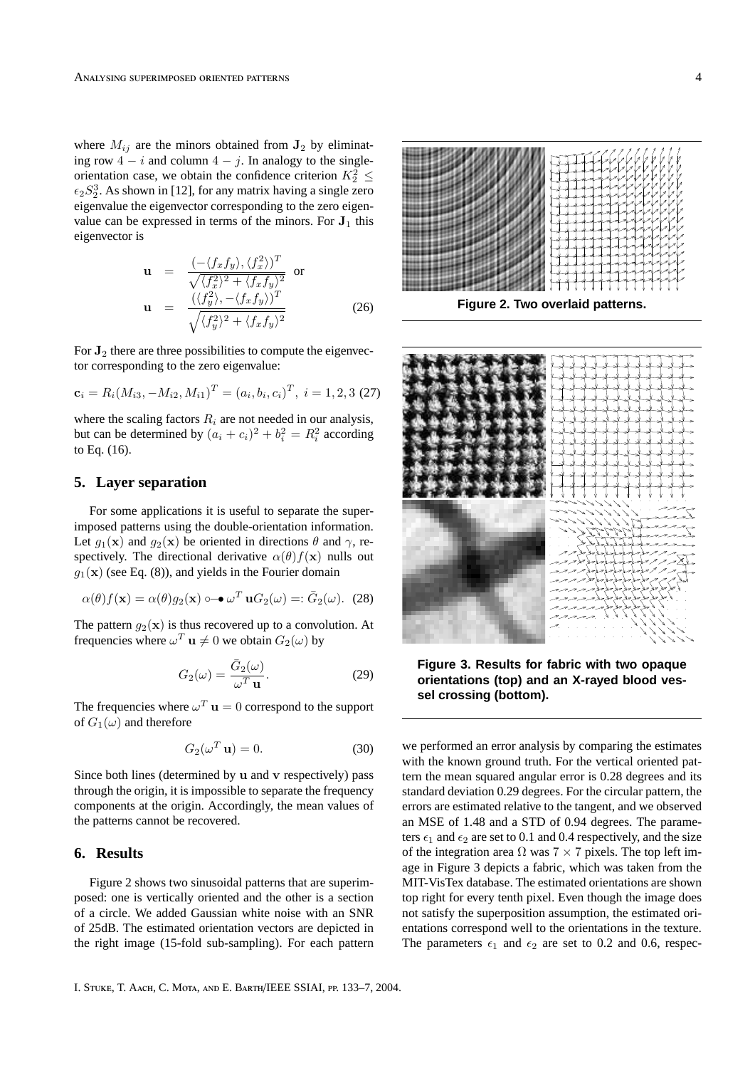where $M_{ij}$ are the minors obtained from $\mathbf{J}_2$ by eliminating row $4-i$ and column $4-j$. In analogy to the single-orientation case, we obtain the confidence criterion $K_2^2 \leq \epsilon_2 S_2^3$. As shown in [12], for any matrix having a single zero eigenvalue the eigenvector corresponding to the zero eigenvalue can be expressed in terms of the minors. For $\mathbf{J}_1$ this eigenvector is

$$\begin{aligned}
\mathbf{u} &= \frac{(-\langle f_x f_y \rangle, \langle f_x^2 \rangle)^T}{\sqrt{\langle f_x^2 \rangle^2 + \langle f_x f_y \rangle^2}} \quad \text{or} \\
\mathbf{u} &= \frac{(\langle f_y^2 \rangle, -\langle f_x f_y \rangle)^T}{\sqrt{\langle f_y^2 \rangle^2 + \langle f_x f_y \rangle^2}} \qquad (26)
\end{aligned}$$

For $\mathbf{J}_2$ there are three possibilities to compute the eigenvector corresponding to the zero eigenvalue:

$$\mathbf{c}_i = R_i (M_{i3}, -M_{i2}, M_{i1})^T = (a_i, b_i, c_i)^T, \ i = 1, 2, 3 \quad (27)$$

where the scaling factors $R_i$ are not needed in our analysis, but can be determined by $(a_i + c_i)^2 + b_i^2 = R_i^2$ according to Eq. (16).

## 5. Layer separation

For some applications it is useful to separate the superimposed patterns using the double-orientation information. Let $g_1(\mathbf{x})$ and $g_2(\mathbf{x})$ be oriented in directions $\theta$ and $\gamma$, respectively. The directional derivative $\alpha(\theta) f(\mathbf{x})$ nulls out $g_1(\mathbf{x})$ (see Eq. (8)), and yields in the Fourier domain

$$\alpha(\theta) f(\mathbf{x}) = \alpha(\theta) g_2(\mathbf{x}) \circ\!\!-\!\!\bullet \, \omega^T \mathbf{u} G_2(\omega) =: \bar{G}_2(\omega). \quad (28)$$

The pattern $g_2(\mathbf{x})$ is thus recovered up to a convolution. At frequencies where $\omega^T \mathbf{u} \neq 0$ we obtain $G_2(\omega)$ by

$$G_2(\omega) = \frac{\bar{G}_2(\omega)}{\omega^T \mathbf{u}}. \quad (29)$$

The frequencies where $\omega^T \mathbf{u} = 0$ correspond to the support of $G_1(\omega)$ and therefore

$$G_2(\omega^T \mathbf{u}) = 0. \quad (30)$$

Since both lines (determined by $\mathbf{u}$ and $\mathbf{v}$ respectively) pass through the origin, it is impossible to separate the frequency components at the origin. Accordingly, the mean values of the patterns cannot be recovered.

## 6. Results

Figure 2 shows two sinusoidal patterns that are superimposed: one is vertically oriented and the other is a section of a circle. We added Gaussian white noise with an SNR of 25dB. The estimated orientation vectors are depicted in the right image (15-fold sub-sampling). For each pattern we performed an error analysis by comparing the estimates with the known ground truth. For the vertical oriented pattern the mean squared angular error is 0.28 degrees and its standard deviation 0.29 degrees. For the circular pattern, the errors are estimated relative to the tangent, and we observed an MSE of 1.48 and a STD of 0.94 degrees. The parameters $\epsilon_1$ and $\epsilon_2$ are set to 0.1 and 0.4 respectively, and the size of the integration area $\Omega$ was $7 \times 7$ pixels. The top left image in Figure 3 depicts a fabric, which was taken from the MIT-VisTex database. The estimated orientations are shown top right for every tenth pixel. Even though the image does not satisfy the superposition assumption, the estimated orientations correspond well to the orientations in the texture. The parameters $\epsilon_1$ and $\epsilon_2$ are set to 0.2 and 0.6, respec-

**Figure 2. Two overlaid patterns.**

**Figure 3. Results for fabric with two opaque orientations (top) and an X-rayed blood vessel crossing (bottom).**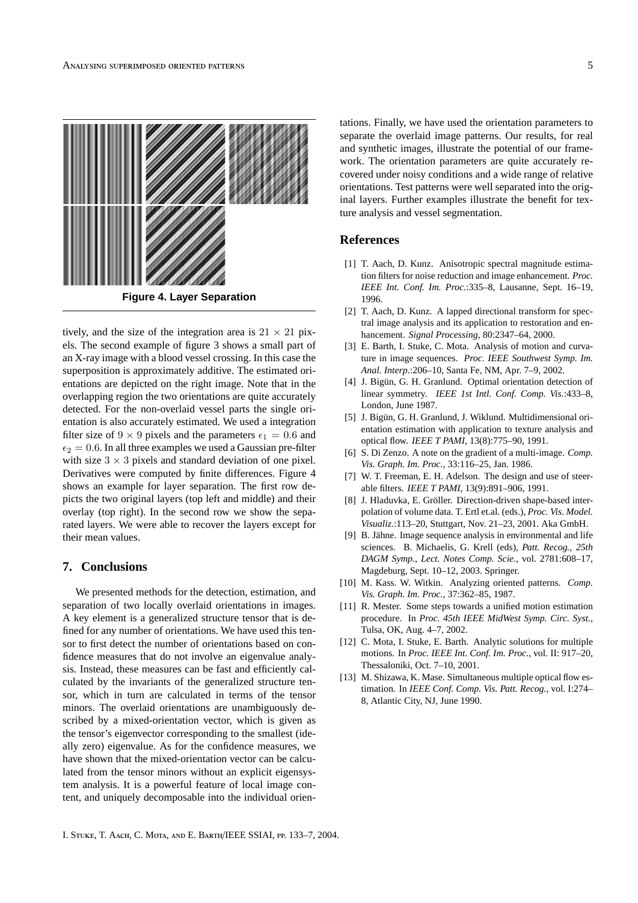**Figure 4. Layer Separation**

tively, and the size of the integration area is $21 \times 21$ pixels. The second example of figure 3 shows a small part of an X-ray image with a blood vessel crossing. In this case the superposition is approximately additive. The estimated orientations are depicted on the right image. Note that in the overlapping region the two orientations are quite accurately detected. For the non-overlaid vessel parts the single orientation is also accurately estimated. We used a integration filter size of $9 \times 9$ pixels and the parameters $\epsilon_1 = 0.6$ and $\epsilon_2 = 0.6$. In all three examples we used a Gaussian pre-filter with size $3 \times 3$ pixels and standard deviation of one pixel. Derivatives were computed by finite differences. Figure 4 shows an example for layer separation. The first row depicts the two original layers (top left and middle) and their overlay (top right). In the second row we show the separated layers. We were able to recover the layers except for their mean values.

## 7. Conclusions

We presented methods for the detection, estimation, and separation of two locally overlaid orientations in images. A key element is a generalized structure tensor that is defined for any number of orientations. We have used this tensor to first detect the number of orientations based on confidence measures that do not involve an eigenvalue analysis. Instead, these measures can be fast and efficiently calculated by the invariants of the generalized structure tensor, which in turn are calculated in terms of the tensor minors. The overlaid orientations are unambiguously described by a mixed-orientation vector, which is given as the tensor's eigenvector corresponding to the smallest (ideally zero) eigenvalue. As for the confidence measures, we have shown that the mixed-orientation vector can be calculated from the tensor minors without an explicit eigensystem analysis. It is a powerful feature of local image content, and uniquely decomposable into the individual orientations. Finally, we have used the orientation parameters to separate the overlaid image patterns. Our results, for real and synthetic images, illustrate the potential of our framework. The orientation parameters are quite accurately recovered under noisy conditions and a wide range of relative orientations. Test patterns were well separated into the original layers. Further examples illustrate the benefit for texture analysis and vessel segmentation.

## References

[1] T. Aach, D. Kunz. Anisotropic spectral magnitude estimation filters for noise reduction and image enhancement. *Proc. IEEE Int. Conf. Im. Proc.*:335–8, Lausanne, Sept. 16–19, 1996.

[2] T. Aach, D. Kunz. A lapped directional transform for spectral image analysis and its application to restoration and enhancement. *Signal Processing*, 80:2347–64, 2000.

[3] E. Barth, I. Stuke, C. Mota. Analysis of motion and curvature in image sequences. *Proc. IEEE Southwest Symp. Im. Anal. Interp.*:206–10, Santa Fe, NM, Apr. 7–9, 2002.

[4] J. Bigün, G. H. Granlund. Optimal orientation detection of linear symmetry. *IEEE 1st Intl. Conf. Comp. Vis.*:433–8, London, June 1987.

[5] J. Bigün, G. H. Granlund, J. Wiklund. Multidimensional orientation estimation with application to texture analysis and optical flow. *IEEE T PAMI*, 13(8):775–90, 1991.

[6] S. Di Zenzo. A note on the gradient of a multi-image. *Comp. Vis. Graph. Im. Proc.*, 33:116–25, Jan. 1986.

[7] W. T. Freeman, E. H. Adelson. The design and use of steerable filters. *IEEE T PAMI*, 13(9):891–906, 1991.

[8] J. Hladuvka, E. Gröller. Direction-driven shape-based interpolation of volume data. T. Ertl et.al. (eds.), *Proc. Vis. Model. Visualiz.*:113–20, Stuttgart, Nov. 21–23, 2001. Aka GmbH.

[9] B. Jähne. Image sequence analysis in environmental and life sciences. B. Michaelis, G. Krell (eds), *Patt. Recog., 25th DAGM Symp., Lect. Notes Comp. Scie.*, vol. 2781:608–17, Magdeburg, Sept. 10–12, 2003. Springer.

[10] M. Kass. W. Witkin. Analyzing oriented patterns. *Comp. Vis. Graph. Im. Proc.*, 37:362–85, 1987.

[11] R. Mester. Some steps towards a unified motion estimation procedure. In *Proc. 45th IEEE MidWest Symp. Circ. Syst.*, Tulsa, OK, Aug. 4–7, 2002.

[12] C. Mota, I. Stuke, E. Barth. Analytic solutions for multiple motions. In *Proc. IEEE Int. Conf. Im. Proc.*, vol. II: 917–20, Thessaloniki, Oct. 7–10, 2001.

[13] M. Shizawa, K. Mase. Simultaneous multiple optical flow estimation. In *IEEE Conf. Comp. Vis. Patt. Recog.*, vol. I:274–8, Atlantic City, NJ, June 1990.